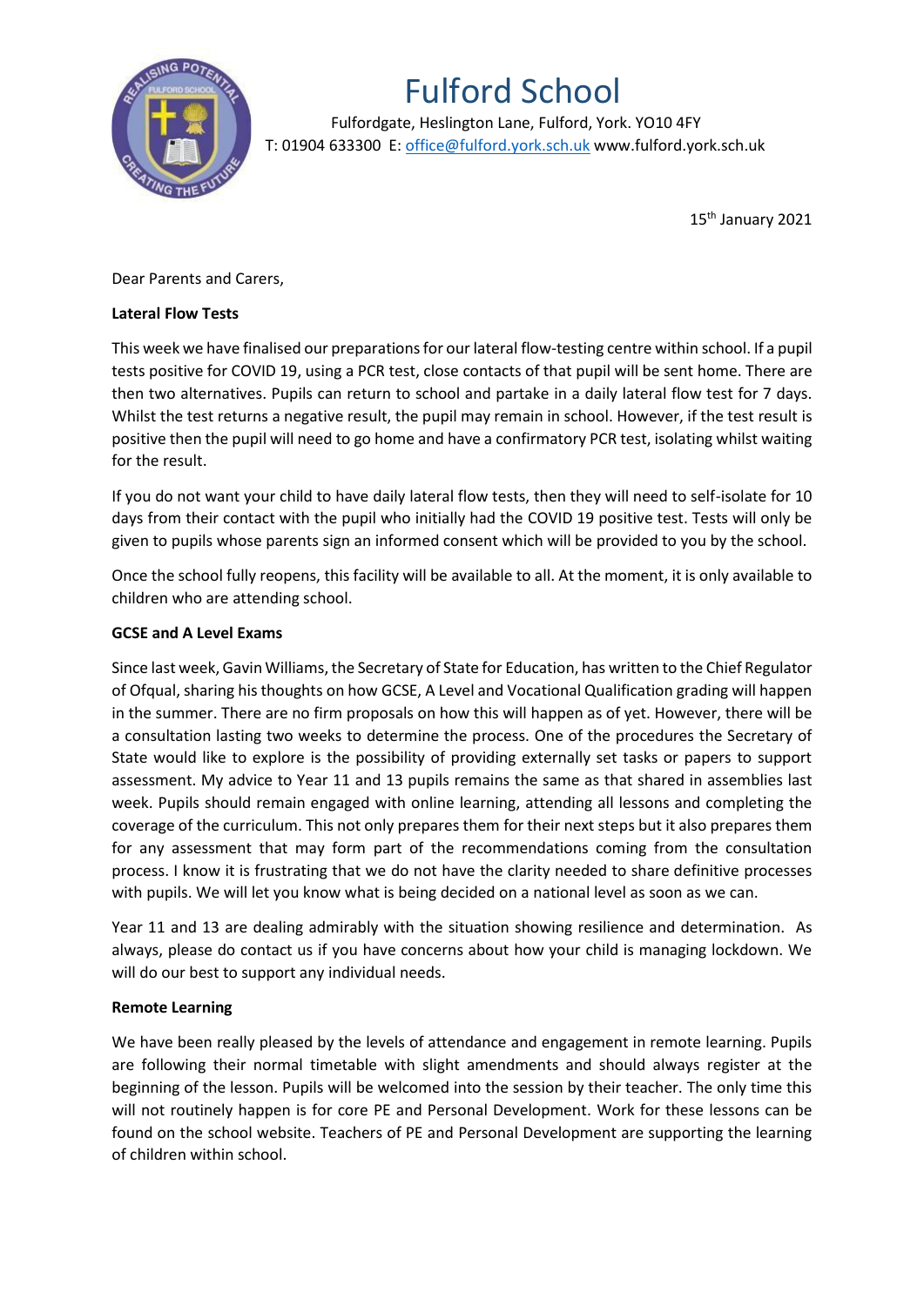# Fulford School

Fulfordgate, Heslington Lane, Fulford, York. YO10 4FY
T: 01904 633300 E: office@fulford.york.sch.uk www.fulford.york.sch.uk

15th January 2021

Dear Parents and Carers,

**Lateral Flow Tests**

This week we have finalised our preparations for our lateral flow-testing centre within school. If a pupil tests positive for COVID 19, using a PCR test, close contacts of that pupil will be sent home. There are then two alternatives. Pupils can return to school and partake in a daily lateral flow test for 7 days. Whilst the test returns a negative result, the pupil may remain in school. However, if the test result is positive then the pupil will need to go home and have a confirmatory PCR test, isolating whilst waiting for the result.

If you do not want your child to have daily lateral flow tests, then they will need to self-isolate for 10 days from their contact with the pupil who initially had the COVID 19 positive test. Tests will only be given to pupils whose parents sign an informed consent which will be provided to you by the school.

Once the school fully reopens, this facility will be available to all. At the moment, it is only available to children who are attending school.

**GCSE and A Level Exams**

Since last week, Gavin Williams, the Secretary of State for Education, has written to the Chief Regulator of Ofqual, sharing his thoughts on how GCSE, A Level and Vocational Qualification grading will happen in the summer. There are no firm proposals on how this will happen as of yet. However, there will be a consultation lasting two weeks to determine the process. One of the procedures the Secretary of State would like to explore is the possibility of providing externally set tasks or papers to support assessment. My advice to Year 11 and 13 pupils remains the same as that shared in assemblies last week. Pupils should remain engaged with online learning, attending all lessons and completing the coverage of the curriculum. This not only prepares them for their next steps but it also prepares them for any assessment that may form part of the recommendations coming from the consultation process. I know it is frustrating that we do not have the clarity needed to share definitive processes with pupils. We will let you know what is being decided on a national level as soon as we can.

Year 11 and 13 are dealing admirably with the situation showing resilience and determination. As always, please do contact us if you have concerns about how your child is managing lockdown. We will do our best to support any individual needs.

**Remote Learning**

We have been really pleased by the levels of attendance and engagement in remote learning. Pupils are following their normal timetable with slight amendments and should always register at the beginning of the lesson. Pupils will be welcomed into the session by their teacher. The only time this will not routinely happen is for core PE and Personal Development. Work for these lessons can be found on the school website. Teachers of PE and Personal Development are supporting the learning of children within school.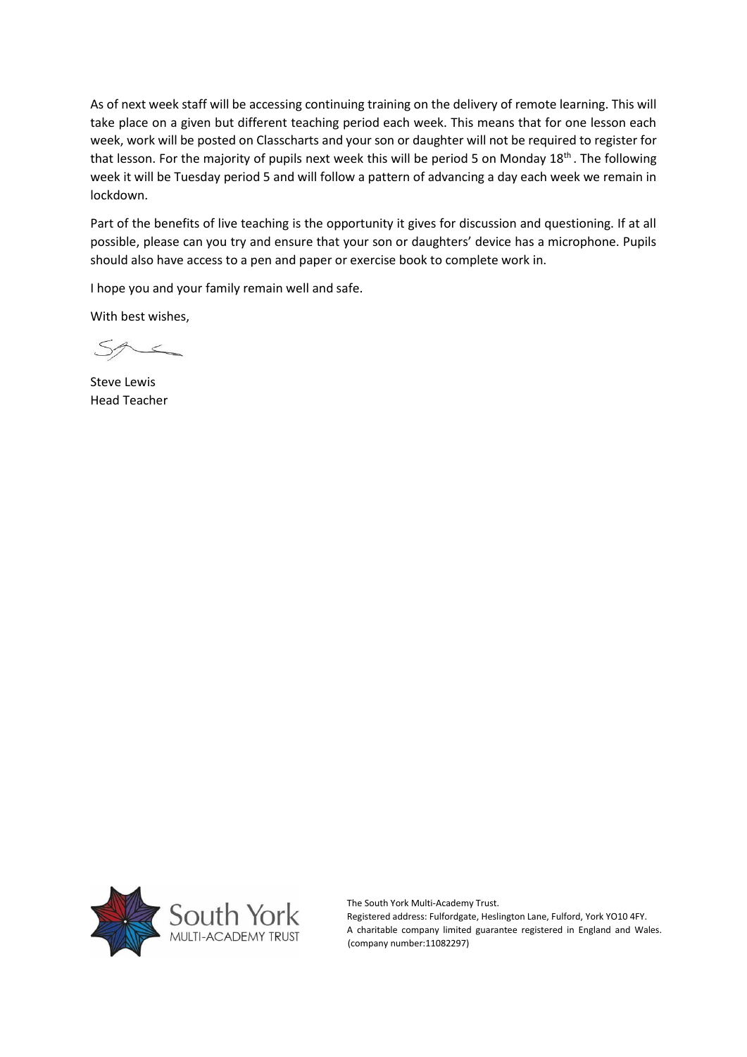As of next week staff will be accessing continuing training on the delivery of remote learning. This will take place on a given but different teaching period each week. This means that for one lesson each week, work will be posted on Classcharts and your son or daughter will not be required to register for that lesson. For the majority of pupils next week this will be period 5 on Monday 18th . The following week it will be Tuesday period 5 and will follow a pattern of advancing a day each week we remain in lockdown.

Part of the benefits of live teaching is the opportunity it gives for discussion and questioning. If at all possible, please can you try and ensure that your son or daughters' device has a microphone. Pupils should also have access to a pen and paper or exercise book to complete work in.

I hope you and your family remain well and safe.

With best wishes,

Steve Lewis
Head Teacher

South York MULTI-ACADEMY TRUST

The South York Multi-Academy Trust.
Registered address: Fulfordgate, Heslington Lane, Fulford, York YO10 4FY.
A charitable company limited guarantee registered in England and Wales. (company number:11082297)